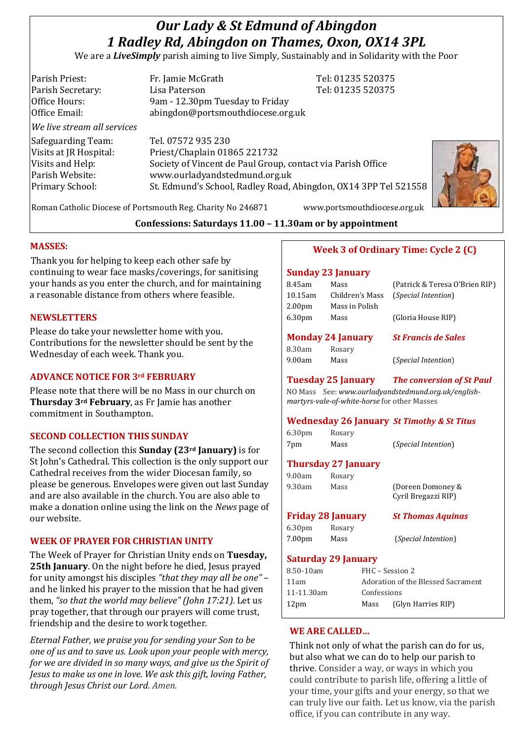# *Our Lady & St Edmund of Abingdon*
# *1 Radley Rd, Abingdon on Thames, Oxon, OX14 3PL*

We are a ***LiveSimply*** parish aiming to live Simply, Sustainably and in Solidarity with the Poor

| | | |
|---|---|---|
| Parish Priest: | Fr. Jamie McGrath | Tel: 01235 520375 |
| Parish Secretary: | Lisa Paterson | Tel: 01235 520375 |
| Office Hours: | 9am - 12.30pm Tuesday to Friday | |
| Office Email: | abingdon@portsmouthdiocese.org.uk | |

*We live stream all services*

| | |
|---|---|
| Safeguarding Team: | Tel. 07572 935 230 |
| Visits at JR Hospital: | Priest/Chaplain 01865 221732 |
| Visits and Help: | Society of Vincent de Paul Group, contact via Parish Office |
| Parish Website: | www.ourladyandstedmund.org.uk |
| Primary School: | St. Edmund's School, Radley Road, Abingdon, OX14 3PP Tel 521558 |

Roman Catholic Diocese of Portsmouth Reg. Charity No 246871 www.portsmouthdiocese.org.uk

**Confessions: Saturdays 11.00 – 11.30am or by appointment**

## MASSES:

Thank you for helping to keep each other safe by continuing to wear face masks/coverings, for sanitising your hands as you enter the church, and for maintaining a reasonable distance from others where feasible.

## NEWSLETTERS

Please do take your newsletter home with you. Contributions for the newsletter should be sent by the Wednesday of each week. Thank you.

## ADVANCE NOTICE FOR 3rd FEBRUARY

Please note that there will be no Mass in our church on **Thursday 3rd February**, as Fr Jamie has another commitment in Southampton.

## SECOND COLLECTION THIS SUNDAY

The second collection this **Sunday (23rd January)** is for St John's Cathedral. This collection is the only support our Cathedral receives from the wider Diocesan family, so please be generous. Envelopes were given out last Sunday and are also available in the church. You are also able to make a donation online using the link on the *News* page of our website.

## WEEK OF PRAYER FOR CHRISTIAN UNITY

The Week of Prayer for Christian Unity ends on **Tuesday, 25th January**. On the night before he died, Jesus prayed for unity amongst his disciples *"that they may all be one"* – and he linked his prayer to the mission that he had given them, *"so that the world may believe" (John 17:21).* Let us pray together, that through our prayers will come trust, friendship and the desire to work together.

*Eternal Father, we praise you for sending your Son to be one of us and to save us. Look upon your people with mercy, for we are divided in so many ways, and give us the Spirit of Jesus to make us one in love. We ask this gift, loving Father, through Jesus Christ our Lord. Amen.*

## Week 3 of Ordinary Time: Cycle 2 (C)

### Sunday 23 January

| | | |
|---|---|---|
| 8.45am | Mass | (Patrick & Teresa O'Brien RIP) |
| 10.15am | Children's Mass | (*Special Intention*) |
| 2.00pm | Mass in Polish | |
| 6.30pm | Mass | (Gloria House RIP) |

### Monday 24 January — *St Francis de Sales*

| | | |
|---|---|---|
| 8.30am | Rosary | |
| 9.00am | Mass | (*Special Intention*) |

### Tuesday 25 January — *The conversion of St Paul*

NO Mass See: *www.ourladyandstedmund.org.uk/english-martyrs-vale-of-white-horse* for other Masses

### Wednesday 26 January — *St Timothy & St Titus*

| | | |
|---|---|---|
| 6.30pm | Rosary | |
| 7pm | Mass | (*Special Intention*) |

### Thursday 27 January

| | | |
|---|---|---|
| 9.00am | Rosary | |
| 9.30am | Mass | (Doreen Domoney & Cyril Bregazzi RIP) |

### Friday 28 January — *St Thomas Aquinas*

| | | |
|---|---|---|
| 6.30pm | Rosary | |
| 7.00pm | Mass | (*Special Intention*) |

### Saturday 29 January

| | |
|---|---|
| 8.50-10am | FHC – Session 2 |
| 11am | Adoration of the Blessed Sacrament |
| 11-11.30am | Confessions |
| 12pm | Mass (Glyn Harries RIP) |

## WE ARE CALLED...

Think not only of what the parish can do for us, but also what we can do to help our parish to thrive. Consider a way, or ways in which you could contribute to parish life, offering a little of your time, your gifts and your energy, so that we can truly live our faith. Let us know, via the parish office, if you can contribute in any way.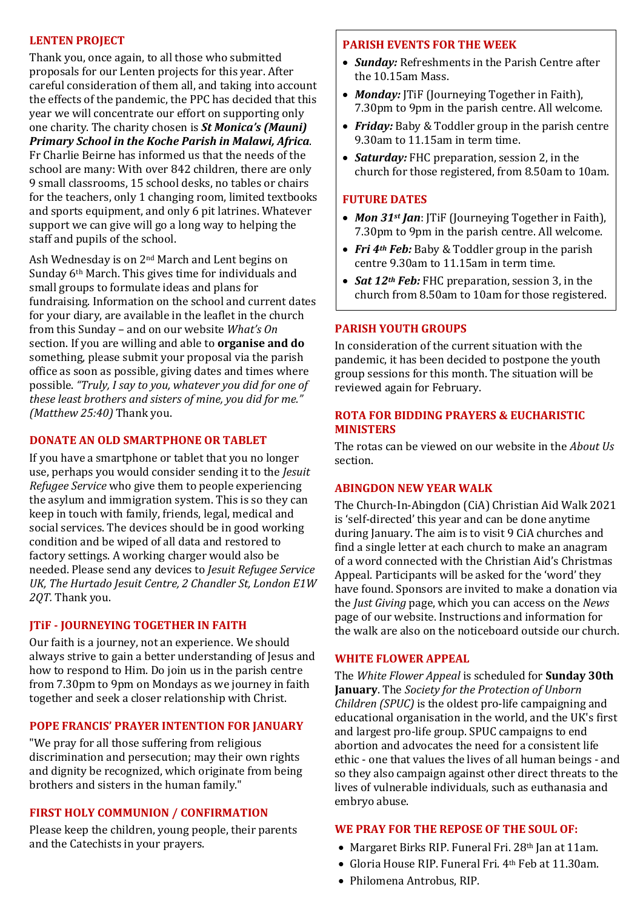## LENTEN PROJECT

Thank you, once again, to all those who submitted proposals for our Lenten projects for this year. After careful consideration of them all, and taking into account the effects of the pandemic, the PPC has decided that this year we will concentrate our effort on supporting only one charity. The charity chosen is ***St Monica's (Mauni) Primary School in the Koche Parish in Malawi, Africa***. Fr Charlie Beirne has informed us that the needs of the school are many: With over 842 children, there are only 9 small classrooms, 15 school desks, no tables or chairs for the teachers, only 1 changing room, limited textbooks and sports equipment, and only 6 pit latrines. Whatever support we can give will go a long way to helping the staff and pupils of the school.

Ash Wednesday is on 2nd March and Lent begins on Sunday 6th March. This gives time for individuals and small groups to formulate ideas and plans for fundraising. Information on the school and current dates for your diary, are available in the leaflet in the church from this Sunday – and on our website *What's On* section. If you are willing and able to **organise and do** something, please submit your proposal via the parish office as soon as possible, giving dates and times where possible. *"Truly, I say to you, whatever you did for one of these least brothers and sisters of mine, you did for me." (Matthew 25:40)* Thank you.

## DONATE AN OLD SMARTPHONE OR TABLET

If you have a smartphone or tablet that you no longer use, perhaps you would consider sending it to the *Jesuit Refugee Service* who give them to people experiencing the asylum and immigration system. This is so they can keep in touch with family, friends, legal, medical and social services. The devices should be in good working condition and be wiped of all data and restored to factory settings. A working charger would also be needed. Please send any devices to *Jesuit Refugee Service UK, The Hurtado Jesuit Centre, 2 Chandler St, London E1W 2QT.* Thank you.

## JTiF - JOURNEYING TOGETHER IN FAITH

Our faith is a journey, not an experience. We should always strive to gain a better understanding of Jesus and how to respond to Him. Do join us in the parish centre from 7.30pm to 9pm on Mondays as we journey in faith together and seek a closer relationship with Christ.

## POPE FRANCIS' PRAYER INTENTION FOR JANUARY

"We pray for all those suffering from religious discrimination and persecution; may their own rights and dignity be recognized, which originate from being brothers and sisters in the human family."

## FIRST HOLY COMMUNION / CONFIRMATION

Please keep the children, young people, their parents and the Catechists in your prayers.

## PARISH EVENTS FOR THE WEEK

- ***Sunday:*** Refreshments in the Parish Centre after the 10.15am Mass.
- ***Monday:*** JTiF (Journeying Together in Faith), 7.30pm to 9pm in the parish centre. All welcome.
- ***Friday:*** Baby & Toddler group in the parish centre 9.30am to 11.15am in term time.
- ***Saturday:*** FHC preparation, session 2, in the church for those registered, from 8.50am to 10am.

## FUTURE DATES

- ***Mon 31st Jan***: JTiF (Journeying Together in Faith), 7.30pm to 9pm in the parish centre. All welcome.
- ***Fri 4th Feb:*** Baby & Toddler group in the parish centre 9.30am to 11.15am in term time.
- ***Sat 12th Feb:*** FHC preparation, session 3, in the church from 8.50am to 10am for those registered.

## PARISH YOUTH GROUPS

In consideration of the current situation with the pandemic, it has been decided to postpone the youth group sessions for this month. The situation will be reviewed again for February.

## ROTA FOR BIDDING PRAYERS & EUCHARISTIC MINISTERS

The rotas can be viewed on our website in the *About Us* section.

## ABINGDON NEW YEAR WALK

The Church-In-Abingdon (CiA) Christian Aid Walk 2021 is 'self-directed' this year and can be done anytime during January. The aim is to visit 9 CiA churches and find a single letter at each church to make an anagram of a word connected with the Christian Aid's Christmas Appeal. Participants will be asked for the 'word' they have found. Sponsors are invited to make a donation via the *Just Giving* page, which you can access on the *News* page of our website. Instructions and information for the walk are also on the noticeboard outside our church.

## WHITE FLOWER APPEAL

The *White Flower Appeal* is scheduled for **Sunday 30th January**. The *Society for the Protection of Unborn Children (SPUC)* is the oldest pro-life campaigning and educational organisation in the world, and the UK's first and largest pro-life group. SPUC campaigns to end abortion and advocates the need for a consistent life ethic - one that values the lives of all human beings - and so they also campaign against other direct threats to the lives of vulnerable individuals, such as euthanasia and embryo abuse.

## WE PRAY FOR THE REPOSE OF THE SOUL OF:

- Margaret Birks RIP. Funeral Fri. 28th Jan at 11am.
- Gloria House RIP. Funeral Fri. 4th Feb at 11.30am.
- Philomena Antrobus, RIP.